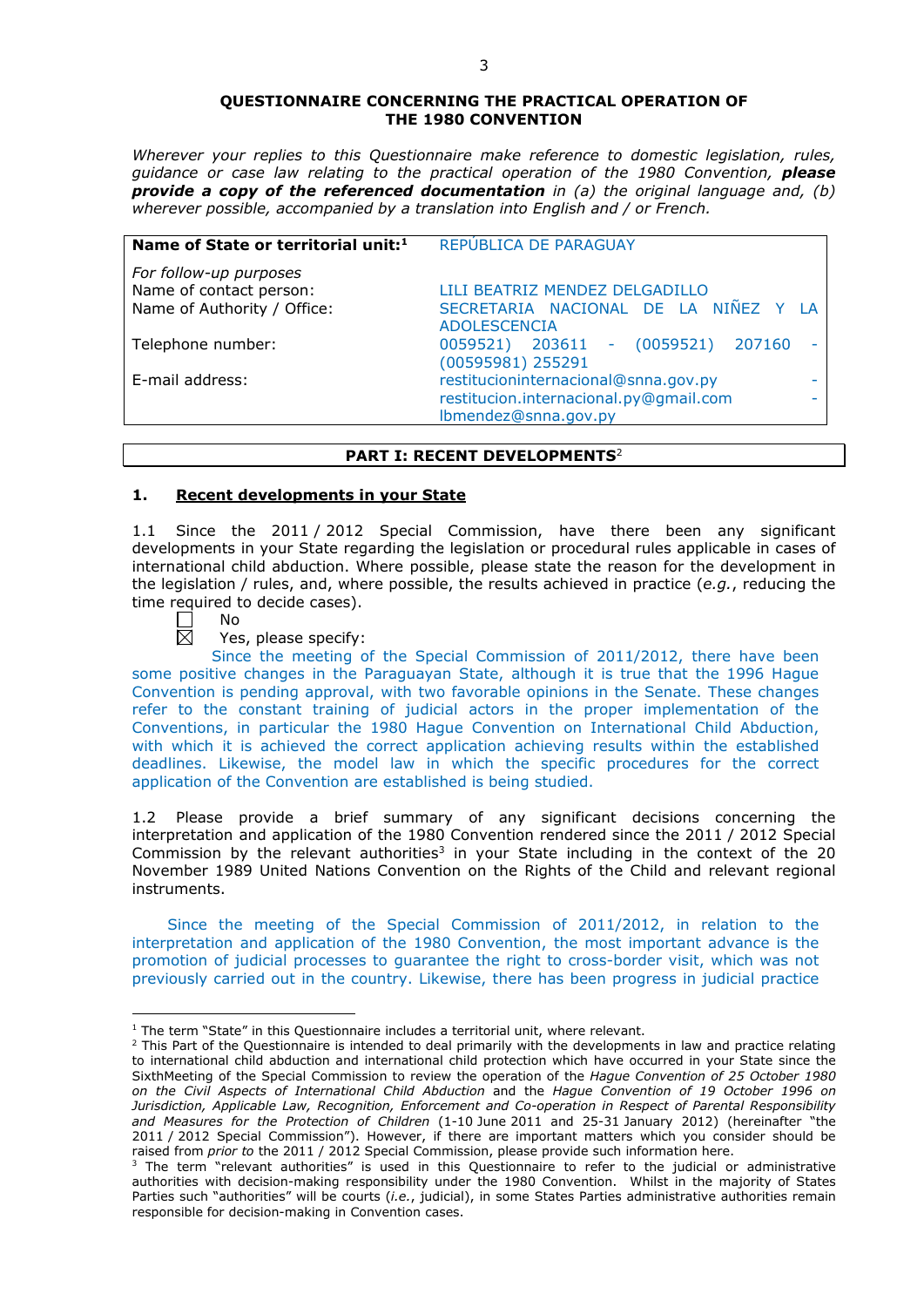**QUESTIONNAIRE CONCERNING THE PRACTICAL OPERATION OF THE 1980 CONVENTION**

*Wherever your replies to this Questionnaire make reference to domestic legislation, rules, guidance or case law relating to the practical operation of the 1980 Convention,* ***please provide a copy of the referenced documentation*** *in (a) the original language and, (b) wherever possible, accompanied by a translation into English and / or French.*

| **Name of State or territorial unit:**[1] | REPÚBLICA DE PARAGUAY |
|---|---|
| *For follow-up purposes*<br>Name of contact person: | LILI BEATRIZ MENDEZ DELGADILLO |
| Name of Authority / Office: | SECRETARIA NACIONAL DE LA NIÑEZ Y LA ADOLESCENCIA |
| Telephone number: | 0059521) 203611 - (0059521) 207160 - (00595981) 255291 |
| E-mail address: | restitucioninternacional@snna.gov.py - restitucion.internacional.py@gmail.com - lbmendez@snna.gov.py |

## PART I: RECENT DEVELOPMENTS[2]

### 1. Recent developments in your State

1.1 Since the 2011 / 2012 Special Commission, have there been any significant developments in your State regarding the legislation or procedural rules applicable in cases of international child abduction. Where possible, please state the reason for the development in the legislation / rules, and, where possible, the results achieved in practice (*e.g.*, reducing the time required to decide cases).

☐ No

☒ Yes, please specify:

Since the meeting of the Special Commission of 2011/2012, there have been some positive changes in the Paraguayan State, although it is true that the 1996 Hague Convention is pending approval, with two favorable opinions in the Senate. These changes refer to the constant training of judicial actors in the proper implementation of the Conventions, in particular the 1980 Hague Convention on International Child Abduction, with which it is achieved the correct application achieving results within the established deadlines. Likewise, the model law in which the specific procedures for the correct application of the Convention are established is being studied.

1.2 Please provide a brief summary of any significant decisions concerning the interpretation and application of the 1980 Convention rendered since the 2011 / 2012 Special Commission by the relevant authorities[3] in your State including in the context of the 20 November 1989 United Nations Convention on the Rights of the Child and relevant regional instruments.

Since the meeting of the Special Commission of 2011/2012, in relation to the interpretation and application of the 1980 Convention, the most important advance is the promotion of judicial processes to guarantee the right to cross-border visit, which was not previously carried out in the country. Likewise, there has been progress in judicial practice

---

[1] The term "State" in this Questionnaire includes a territorial unit, where relevant.

[2] This Part of the Questionnaire is intended to deal primarily with the developments in law and practice relating to international child abduction and international child protection which have occurred in your State since the SixthMeeting of the Special Commission to review the operation of the *Hague Convention of 25 October 1980 on the Civil Aspects of International Child Abduction* and the *Hague Convention of 19 October 1996 on Jurisdiction, Applicable Law, Recognition, Enforcement and Co-operation in Respect of Parental Responsibility and Measures for the Protection of Children* (1-10 June 2011 and 25-31 January 2012) (hereinafter "the 2011 / 2012 Special Commission"). However, if there are important matters which you consider should be raised from *prior to* the 2011 / 2012 Special Commission, please provide such information here.

[3] The term "relevant authorities" is used in this Questionnaire to refer to the judicial or administrative authorities with decision-making responsibility under the 1980 Convention. Whilst in the majority of States Parties such "authorities" will be courts (*i.e.*, judicial), in some States Parties administrative authorities remain responsible for decision-making in Convention cases.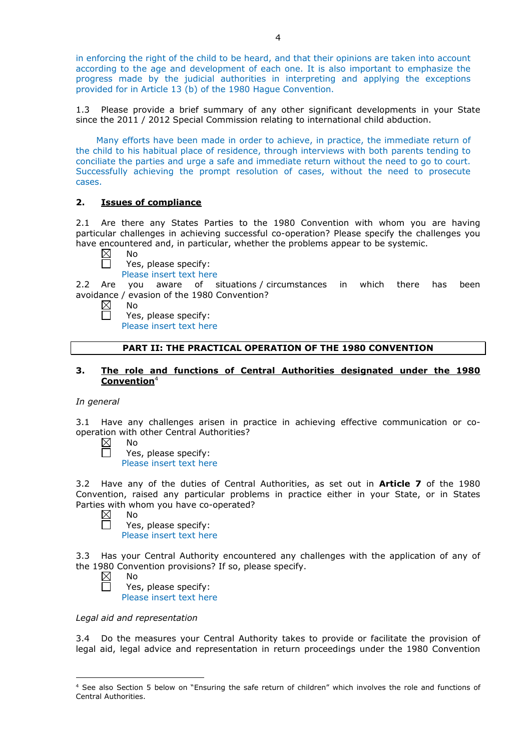in enforcing the right of the child to be heard, and that their opinions are taken into account according to the age and development of each one. It is also important to emphasize the progress made by the judicial authorities in interpreting and applying the exceptions provided for in Article 13 (b) of the 1980 Hague Convention.

1.3 Please provide a brief summary of any other significant developments in your State since the 2011 / 2012 Special Commission relating to international child abduction.

Many efforts have been made in order to achieve, in practice, the immediate return of the child to his habitual place of residence, through interviews with both parents tending to conciliate the parties and urge a safe and immediate return without the need to go to court. Successfully achieving the prompt resolution of cases, without the need to prosecute cases.

## 2. Issues of compliance

2.1 Are there any States Parties to the 1980 Convention with whom you are having particular challenges in achieving successful co-operation? Please specify the challenges you have encountered and, in particular, whether the problems appear to be systemic.

☒ No
☐ Yes, please specify:
Please insert text here

2.2 Are you aware of situations / circumstances in which there has been avoidance / evasion of the 1980 Convention?

☒ No
☐ Yes, please specify:
Please insert text here

## PART II: THE PRACTICAL OPERATION OF THE 1980 CONVENTION

## 3. The role and functions of Central Authorities designated under the 1980 Convention[4]

*In general*

3.1 Have any challenges arisen in practice in achieving effective communication or co-operation with other Central Authorities?

☒ No
☐ Yes, please specify:
Please insert text here

3.2 Have any of the duties of Central Authorities, as set out in **Article 7** of the 1980 Convention, raised any particular problems in practice either in your State, or in States Parties with whom you have co-operated?

☒ No
☐ Yes, please specify:
Please insert text here

3.3 Has your Central Authority encountered any challenges with the application of any of the 1980 Convention provisions? If so, please specify.

☒ No
☐ Yes, please specify:
Please insert text here

*Legal aid and representation*

3.4 Do the measures your Central Authority takes to provide or facilitate the provision of legal aid, legal advice and representation in return proceedings under the 1980 Convention

[4] See also Section 5 below on "Ensuring the safe return of children" which involves the role and functions of Central Authorities.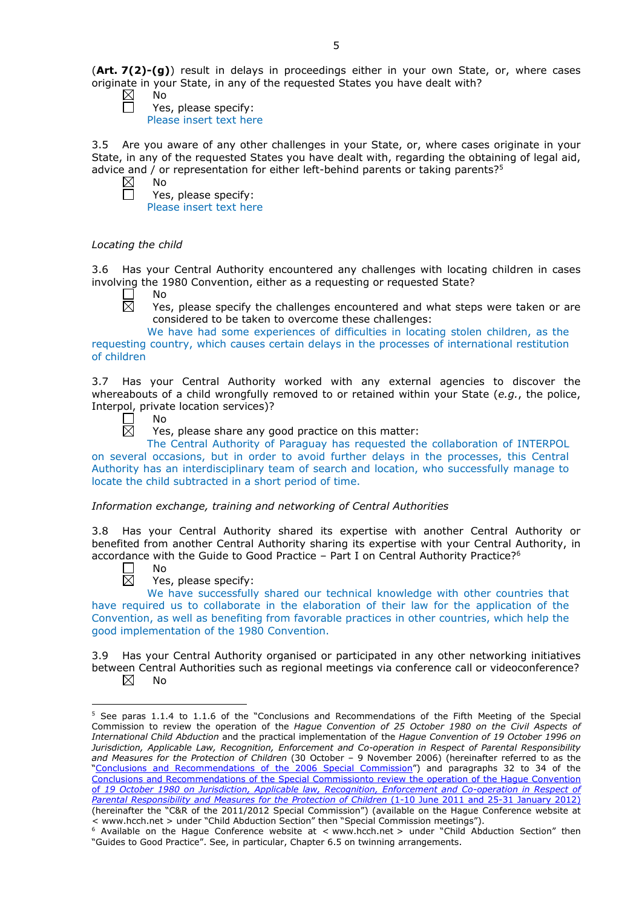(**Art. 7(2)-(g)**) result in delays in proceedings either in your own State, or, where cases originate in your State, in any of the requested States you have dealt with?

☒ No

☐ Yes, please specify:

Please insert text here

3.5 Are you aware of any other challenges in your State, or, where cases originate in your State, in any of the requested States you have dealt with, regarding the obtaining of legal aid, advice and / or representation for either left-behind parents or taking parents?[5]

☒ No

☐ Yes, please specify:

Please insert text here

*Locating the child*

3.6 Has your Central Authority encountered any challenges with locating children in cases involving the 1980 Convention, either as a requesting or requested State?

☐ No

☒ Yes, please specify the challenges encountered and what steps were taken or are considered to be taken to overcome these challenges:

We have had some experiences of difficulties in locating stolen children, as the requesting country, which causes certain delays in the processes of international restitution of children

3.7 Has your Central Authority worked with any external agencies to discover the whereabouts of a child wrongfully removed to or retained within your State (*e.g.*, the police, Interpol, private location services)?

☐ No

☒ Yes, please share any good practice on this matter:

The Central Authority of Paraguay has requested the collaboration of INTERPOL on several occasions, but in order to avoid further delays in the processes, this Central Authority has an interdisciplinary team of search and location, who successfully manage to locate the child subtracted in a short period of time.

*Information exchange, training and networking of Central Authorities*

3.8 Has your Central Authority shared its expertise with another Central Authority or benefited from another Central Authority sharing its expertise with your Central Authority, in accordance with the Guide to Good Practice – Part I on Central Authority Practice?[6]

☐ No

☒ Yes, please specify:

We have successfully shared our technical knowledge with other countries that have required us to collaborate in the elaboration of their law for the application of the Convention, as well as benefiting from favorable practices in other countries, which help the good implementation of the 1980 Convention.

3.9 Has your Central Authority organised or participated in any other networking initiatives between Central Authorities such as regional meetings via conference call or videoconference?

☒ No

---

[5] See paras 1.1.4 to 1.1.6 of the "Conclusions and Recommendations of the Fifth Meeting of the Special Commission to review the operation of the *Hague Convention of 25 October 1980 on the Civil Aspects of International Child Abduction* and the practical implementation of the *Hague Convention of 19 October 1996 on Jurisdiction, Applicable Law, Recognition, Enforcement and Co-operation in Respect of Parental Responsibility and Measures for the Protection of Children* (30 October – 9 November 2006) (hereinafter referred to as the "Conclusions and Recommendations of the 2006 Special Commission") and paragraphs 32 to 34 of the Conclusions and Recommendations of the Special Commissionto review the operation of the Hague Convention of *19 October 1980 on Jurisdiction, Applicable law, Recognition, Enforcement and Co-operation in Respect of Parental Responsibility and Measures for the Protection of Children* (1-10 June 2011 and 25-31 January 2012) (hereinafter the "C&R of the 2011/2012 Special Commission") (available on the Hague Conference website at < www.hcch.net > under "Child Abduction Section" then "Special Commission meetings").

[6] Available on the Hague Conference website at < www.hcch.net > under "Child Abduction Section" then "Guides to Good Practice". See, in particular, Chapter 6.5 on twinning arrangements.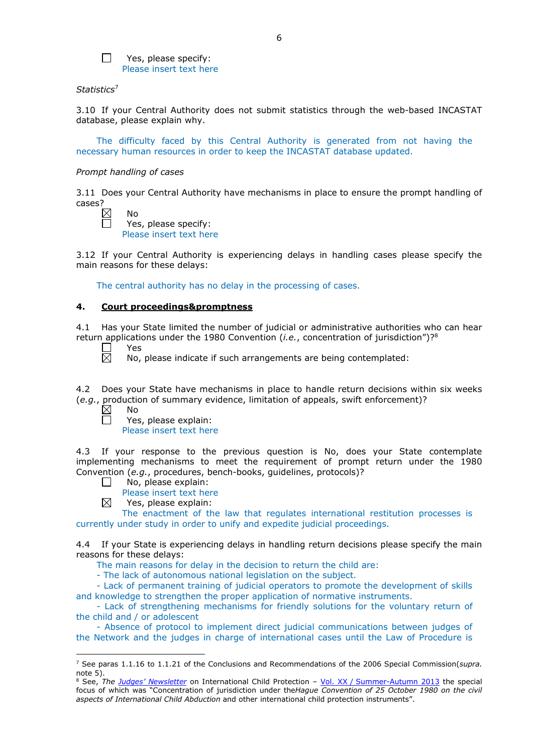☐ Yes, please specify:
Please insert text here

*Statistics*[7]

3.10 If your Central Authority does not submit statistics through the web-based INCASTAT database, please explain why.

The difficulty faced by this Central Authority is generated from not having the necessary human resources in order to keep the INCASTAT database updated.

*Prompt handling of cases*

3.11 Does your Central Authority have mechanisms in place to ensure the prompt handling of cases?

☒ No
☐ Yes, please specify:
Please insert text here

3.12 If your Central Authority is experiencing delays in handling cases please specify the main reasons for these delays:

The central authority has no delay in the processing of cases.

## 4. Court proceedings&promptness

4.1 Has your State limited the number of judicial or administrative authorities who can hear return applications under the 1980 Convention (*i.e.*, concentration of jurisdiction")?[8]

☐ Yes
☒ No, please indicate if such arrangements are being contemplated:

4.2 Does your State have mechanisms in place to handle return decisions within six weeks (*e.g.*, production of summary evidence, limitation of appeals, swift enforcement)?

☒ No
☐ Yes, please explain:
Please insert text here

4.3 If your response to the previous question is No, does your State contemplate implementing mechanisms to meet the requirement of prompt return under the 1980 Convention (*e.g.*, procedures, bench-books, guidelines, protocols)?

☐ No, please explain:
Please insert text here
☒ Yes, please explain:
The enactment of the law that regulates international restitution processes is currently under study in order to unify and expedite judicial proceedings.

4.4 If your State is experiencing delays in handling return decisions please specify the main reasons for these delays:

The main reasons for delay in the decision to return the child are:
- The lack of autonomous national legislation on the subject.
- Lack of permanent training of judicial operators to promote the development of skills and knowledge to strengthen the proper application of normative instruments.
- Lack of strengthening mechanisms for friendly solutions for the voluntary return of the child and / or adolescent
- Absence of protocol to implement direct judicial communications between judges of the Network and the judges in charge of international cases until the Law of Procedure is

---

[7] See paras 1.1.16 to 1.1.21 of the Conclusions and Recommendations of the 2006 Special Commission(*supra.* note 5).

[8] See, *The Judges' Newsletter* on International Child Protection – Vol. XX / Summer-Autumn 2013 the special focus of which was "Concentration of jurisdiction under the*Hague Convention of 25 October 1980 on the civil aspects of International Child Abduction* and other international child protection instruments".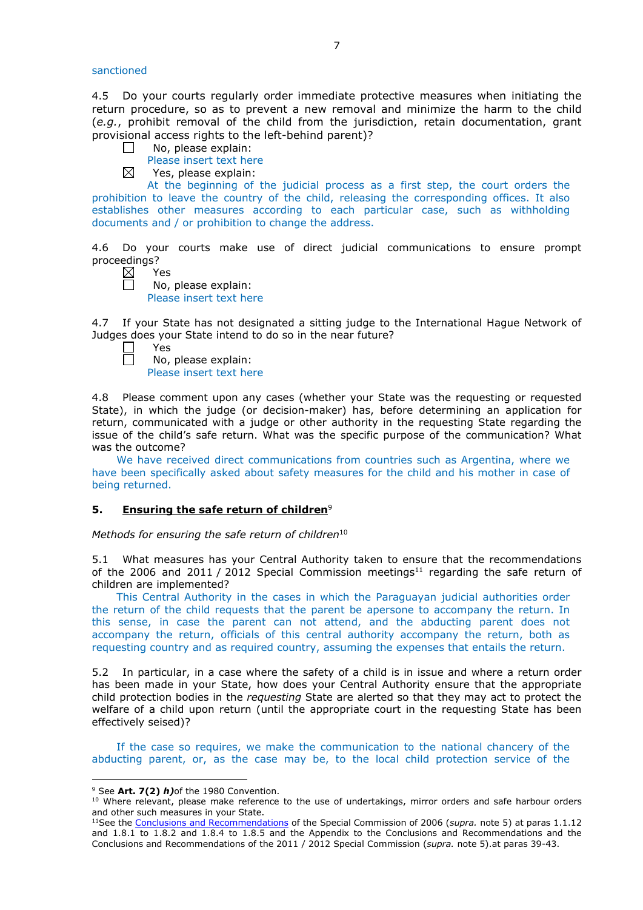sanctioned

4.5 Do your courts regularly order immediate protective measures when initiating the return procedure, so as to prevent a new removal and minimize the harm to the child (*e.g.*, prohibit removal of the child from the jurisdiction, retain documentation, grant provisional access rights to the left-behind parent)?

☐ No, please explain:
Please insert text here

☒ Yes, please explain:
At the beginning of the judicial process as a first step, the court orders the prohibition to leave the country of the child, releasing the corresponding offices. It also establishes other measures according to each particular case, such as withholding documents and / or prohibition to change the address.

4.6 Do your courts make use of direct judicial communications to ensure prompt proceedings?

☒ Yes

☐ No, please explain:
Please insert text here

4.7 If your State has not designated a sitting judge to the International Hague Network of Judges does your State intend to do so in the near future?

☐ Yes

☐ No, please explain:
Please insert text here

4.8 Please comment upon any cases (whether your State was the requesting or requested State), in which the judge (or decision-maker) has, before determining an application for return, communicated with a judge or other authority in the requesting State regarding the issue of the child's safe return. What was the specific purpose of the communication? What was the outcome?

We have received direct communications from countries such as Argentina, where we have been specifically asked about safety measures for the child and his mother in case of being returned.

## 5. Ensuring the safe return of children[9]

*Methods for ensuring the safe return of children*[10]

5.1 What measures has your Central Authority taken to ensure that the recommendations of the 2006 and 2011 / 2012 Special Commission meetings[11] regarding the safe return of children are implemented?

This Central Authority in the cases in which the Paraguayan judicial authorities order the return of the child requests that the parent be apersone to accompany the return. In this sense, in case the parent can not attend, and the abducting parent does not accompany the return, officials of this central authority accompany the return, both as requesting country and as required country, assuming the expenses that entails the return.

5.2 In particular, in a case where the safety of a child is in issue and where a return order has been made in your State, how does your Central Authority ensure that the appropriate child protection bodies in the *requesting* State are alerted so that they may act to protect the welfare of a child upon return (until the appropriate court in the requesting State has been effectively seised)?

If the case so requires, we make the communication to the national chancery of the abducting parent, or, as the case may be, to the local child protection service of the

---

[9] See **Art. 7(2)** ***h)*** of the 1980 Convention.

[10] Where relevant, please make reference to the use of undertakings, mirror orders and safe harbour orders and other such measures in your State.

[11] See the Conclusions and Recommendations of the Special Commission of 2006 (*supra.* note 5) at paras 1.1.12 and 1.8.1 to 1.8.2 and 1.8.4 to 1.8.5 and the Appendix to the Conclusions and Recommendations and the Conclusions and Recommendations of the 2011 / 2012 Special Commission (*supra.* note 5).at paras 39-43.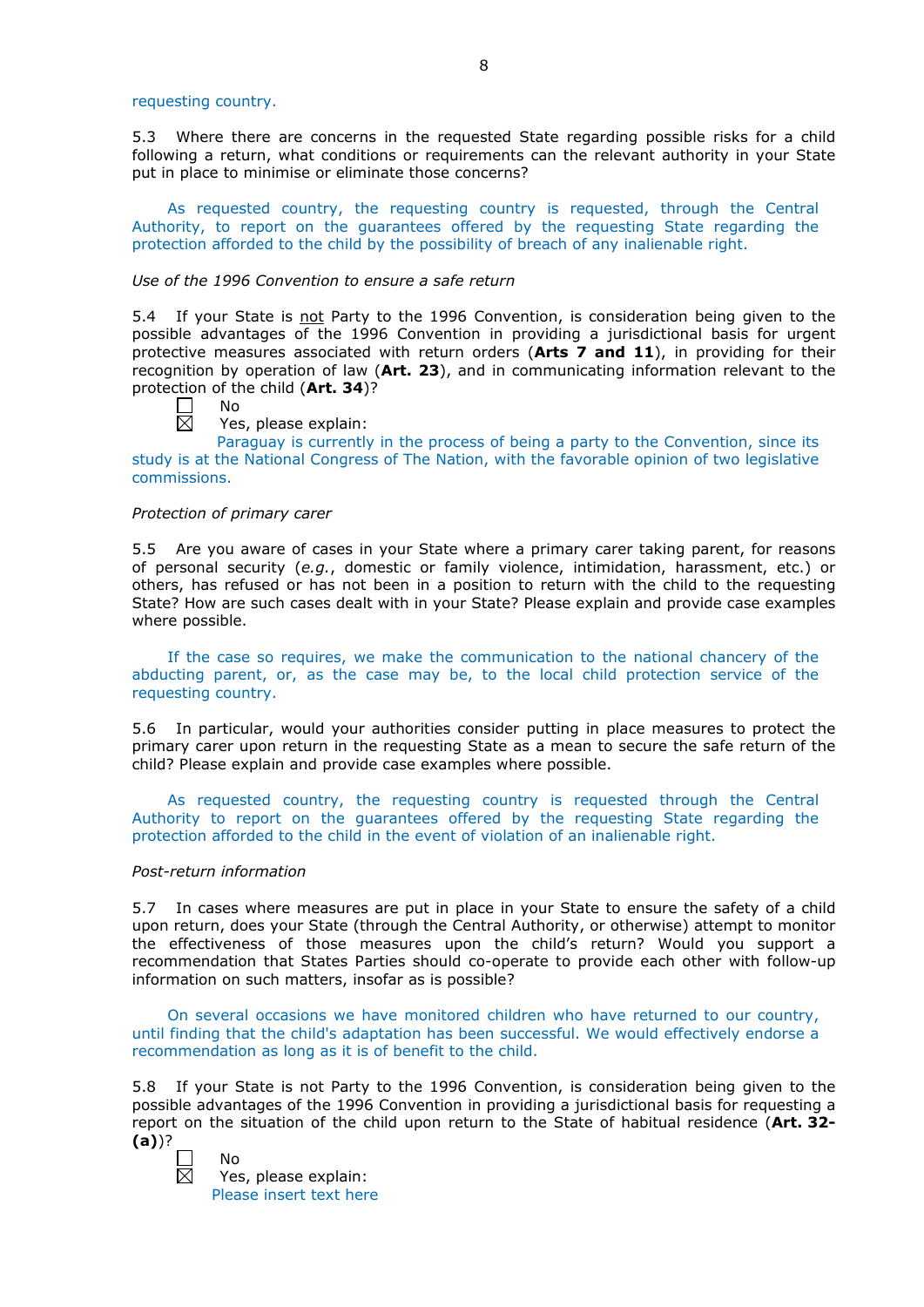requesting country.

5.3 Where there are concerns in the requested State regarding possible risks for a child following a return, what conditions or requirements can the relevant authority in your State put in place to minimise or eliminate those concerns?

As requested country, the requesting country is requested, through the Central Authority, to report on the guarantees offered by the requesting State regarding the protection afforded to the child by the possibility of breach of any inalienable right.

*Use of the 1996 Convention to ensure a safe return*

5.4 If your State is not Party to the 1996 Convention, is consideration being given to the possible advantages of the 1996 Convention in providing a jurisdictional basis for urgent protective measures associated with return orders (**Arts 7 and 11**), in providing for their recognition by operation of law (**Art. 23**), and in communicating information relevant to the protection of the child (**Art. 34**)?

☐ No
☒ Yes, please explain:

Paraguay is currently in the process of being a party to the Convention, since its study is at the National Congress of The Nation, with the favorable opinion of two legislative commissions.

*Protection of primary carer*

5.5 Are you aware of cases in your State where a primary carer taking parent, for reasons of personal security (*e.g.*, domestic or family violence, intimidation, harassment, etc.) or others, has refused or has not been in a position to return with the child to the requesting State? How are such cases dealt with in your State? Please explain and provide case examples where possible.

If the case so requires, we make the communication to the national chancery of the abducting parent, or, as the case may be, to the local child protection service of the requesting country.

5.6 In particular, would your authorities consider putting in place measures to protect the primary carer upon return in the requesting State as a mean to secure the safe return of the child? Please explain and provide case examples where possible.

As requested country, the requesting country is requested through the Central Authority to report on the guarantees offered by the requesting State regarding the protection afforded to the child in the event of violation of an inalienable right.

*Post-return information*

5.7 In cases where measures are put in place in your State to ensure the safety of a child upon return, does your State (through the Central Authority, or otherwise) attempt to monitor the effectiveness of those measures upon the child's return? Would you support a recommendation that States Parties should co-operate to provide each other with follow-up information on such matters, insofar as is possible?

On several occasions we have monitored children who have returned to our country, until finding that the child's adaptation has been successful. We would effectively endorse a recommendation as long as it is of benefit to the child.

5.8 If your State is not Party to the 1996 Convention, is consideration being given to the possible advantages of the 1996 Convention in providing a jurisdictional basis for requesting a report on the situation of the child upon return to the State of habitual residence (**Art. 32-(a)**)?

☐ No
☒ Yes, please explain:

Please insert text here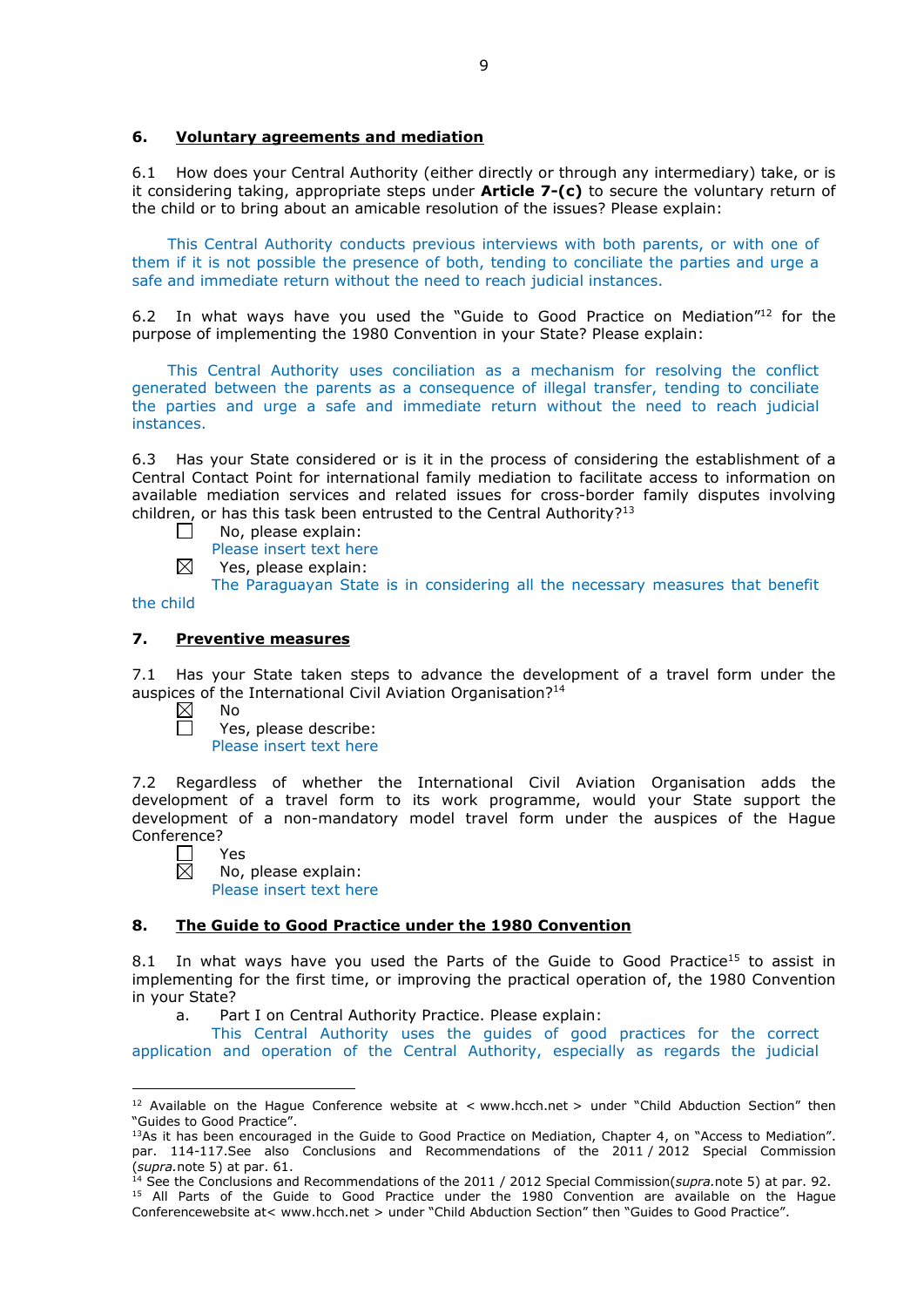## 6. Voluntary agreements and mediation

6.1 How does your Central Authority (either directly or through any intermediary) take, or is it considering taking, appropriate steps under **Article 7-(c)** to secure the voluntary return of the child or to bring about an amicable resolution of the issues? Please explain:

This Central Authority conducts previous interviews with both parents, or with one of them if it is not possible the presence of both, tending to conciliate the parties and urge a safe and immediate return without the need to reach judicial instances.

6.2 In what ways have you used the "Guide to Good Practice on Mediation"[12] for the purpose of implementing the 1980 Convention in your State? Please explain:

This Central Authority uses conciliation as a mechanism for resolving the conflict generated between the parents as a consequence of illegal transfer, tending to conciliate the parties and urge a safe and immediate return without the need to reach judicial instances.

6.3 Has your State considered or is it in the process of considering the establishment of a Central Contact Point for international family mediation to facilitate access to information on available mediation services and related issues for cross-border family disputes involving children, or has this task been entrusted to the Central Authority?[13]

☐ No, please explain:
Please insert text here

☒ Yes, please explain:
The Paraguayan State is in considering all the necessary measures that benefit the child

## 7. Preventive measures

7.1 Has your State taken steps to advance the development of a travel form under the auspices of the International Civil Aviation Organisation?[14]

☒ No

☐ Yes, please describe:
Please insert text here

7.2 Regardless of whether the International Civil Aviation Organisation adds the development of a travel form to its work programme, would your State support the development of a non-mandatory model travel form under the auspices of the Hague Conference?

☐ Yes

☒ No, please explain:
Please insert text here

## 8. The Guide to Good Practice under the 1980 Convention

8.1 In what ways have you used the Parts of the Guide to Good Practice[15] to assist in implementing for the first time, or improving the practical operation of, the 1980 Convention in your State?

a. Part I on Central Authority Practice. Please explain:
This Central Authority uses the guides of good practices for the correct application and operation of the Central Authority, especially as regards the judicial

---

[12] Available on the Hague Conference website at < www.hcch.net > under "Child Abduction Section" then "Guides to Good Practice".

[13] As it has been encouraged in the Guide to Good Practice on Mediation, Chapter 4, on "Access to Mediation". par. 114-117.See also Conclusions and Recommendations of the 2011 / 2012 Special Commission (*supra*.note 5) at par. 61.

[14] See the Conclusions and Recommendations of the 2011 / 2012 Special Commission(*supra*.note 5) at par. 92.

[15] All Parts of the Guide to Good Practice under the 1980 Convention are available on the Hague Conferencewebsite at< www.hcch.net > under "Child Abduction Section" then "Guides to Good Practice".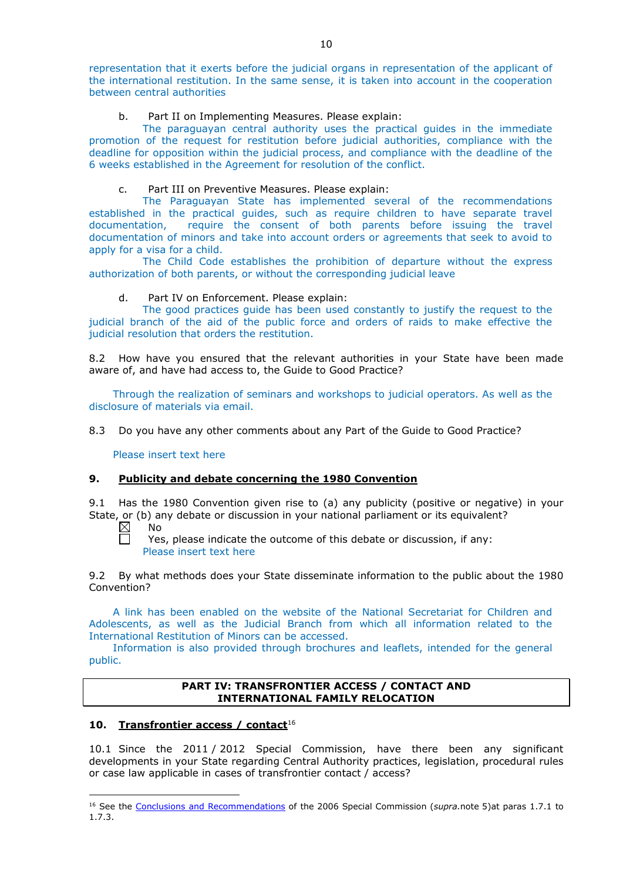representation that it exerts before the judicial organs in representation of the applicant of the international restitution. In the same sense, it is taken into account in the cooperation between central authorities

b. Part II on Implementing Measures. Please explain:

The paraguayan central authority uses the practical guides in the immediate promotion of the request for restitution before judicial authorities, compliance with the deadline for opposition within the judicial process, and compliance with the deadline of the 6 weeks established in the Agreement for resolution of the conflict.

c. Part III on Preventive Measures. Please explain:

The Paraguayan State has implemented several of the recommendations established in the practical guides, such as require children to have separate travel documentation, require the consent of both parents before issuing the travel documentation of minors and take into account orders or agreements that seek to avoid to apply for a visa for a child.

The Child Code establishes the prohibition of departure without the express authorization of both parents, or without the corresponding judicial leave

d. Part IV on Enforcement. Please explain:

The good practices guide has been used constantly to justify the request to the judicial branch of the aid of the public force and orders of raids to make effective the judicial resolution that orders the restitution.

8.2 How have you ensured that the relevant authorities in your State have been made aware of, and have had access to, the Guide to Good Practice?

Through the realization of seminars and workshops to judicial operators. As well as the disclosure of materials via email.

8.3 Do you have any other comments about any Part of the Guide to Good Practice?

Please insert text here

## 9. Publicity and debate concerning the 1980 Convention

9.1 Has the 1980 Convention given rise to (a) any publicity (positive or negative) in your State, or (b) any debate or discussion in your national parliament or its equivalent?

☒ No

☐ Yes, please indicate the outcome of this debate or discussion, if any:
Please insert text here

9.2 By what methods does your State disseminate information to the public about the 1980 Convention?

A link has been enabled on the website of the National Secretariat for Children and Adolescents, as well as the Judicial Branch from which all information related to the International Restitution of Minors can be accessed.

Information is also provided through brochures and leaflets, intended for the general public.

# PART IV: TRANSFRONTIER ACCESS / CONTACT AND INTERNATIONAL FAMILY RELOCATION

## 10. Transfrontier access / contact[16]

10.1 Since the 2011 / 2012 Special Commission, have there been any significant developments in your State regarding Central Authority practices, legislation, procedural rules or case law applicable in cases of transfrontier contact / access?

[16] See the Conclusions and Recommendations of the 2006 Special Commission (*supra.*note 5)at paras 1.7.1 to 1.7.3.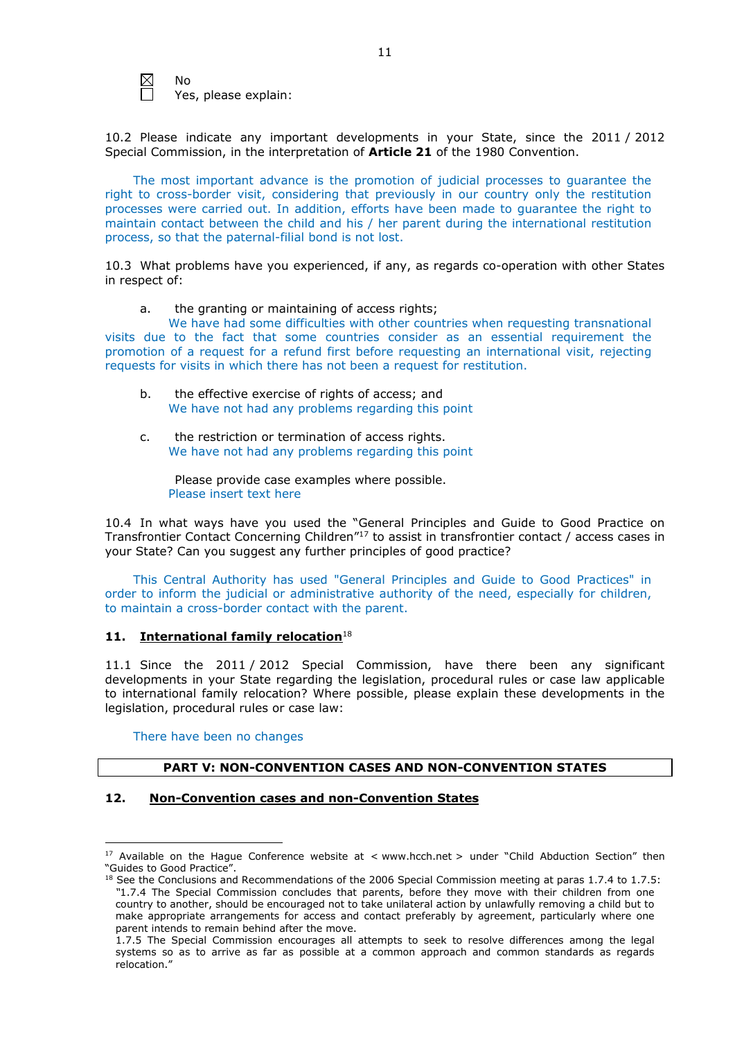☒ No
☐ Yes, please explain:

10.2 Please indicate any important developments in your State, since the 2011 / 2012 Special Commission, in the interpretation of **Article 21** of the 1980 Convention.

The most important advance is the promotion of judicial processes to guarantee the right to cross-border visit, considering that previously in our country only the restitution processes were carried out. In addition, efforts have been made to guarantee the right to maintain contact between the child and his / her parent during the international restitution process, so that the paternal-filial bond is not lost.

10.3 What problems have you experienced, if any, as regards co-operation with other States in respect of:

a. the granting or maintaining of access rights;
We have had some difficulties with other countries when requesting transnational visits due to the fact that some countries consider as an essential requirement the promotion of a request for a refund first before requesting an international visit, rejecting requests for visits in which there has not been a request for restitution.

b. the effective exercise of rights of access; and
We have not had any problems regarding this point

c. the restriction or termination of access rights.
We have not had any problems regarding this point

Please provide case examples where possible.
Please insert text here

10.4 In what ways have you used the "General Principles and Guide to Good Practice on Transfrontier Contact Concerning Children"[17] to assist in transfrontier contact / access cases in your State? Can you suggest any further principles of good practice?

This Central Authority has used "General Principles and Guide to Good Practices" in order to inform the judicial or administrative authority of the need, especially for children, to maintain a cross-border contact with the parent.

### 11. International family relocation[18]

11.1 Since the 2011 / 2012 Special Commission, have there been any significant developments in your State regarding the legislation, procedural rules or case law applicable to international family relocation? Where possible, please explain these developments in the legislation, procedural rules or case law:

There have been no changes

## PART V: NON-CONVENTION CASES AND NON-CONVENTION STATES

### 12. Non-Convention cases and non-Convention States

---

[17] Available on the Hague Conference website at < www.hcch.net > under "Child Abduction Section" then "Guides to Good Practice".

[18] See the Conclusions and Recommendations of the 2006 Special Commission meeting at paras 1.7.4 to 1.7.5: "1.7.4 The Special Commission concludes that parents, before they move with their children from one country to another, should be encouraged not to take unilateral action by unlawfully removing a child but to make appropriate arrangements for access and contact preferably by agreement, particularly where one parent intends to remain behind after the move.
1.7.5 The Special Commission encourages all attempts to seek to resolve differences among the legal systems so as to arrive as far as possible at a common approach and common standards as regards relocation."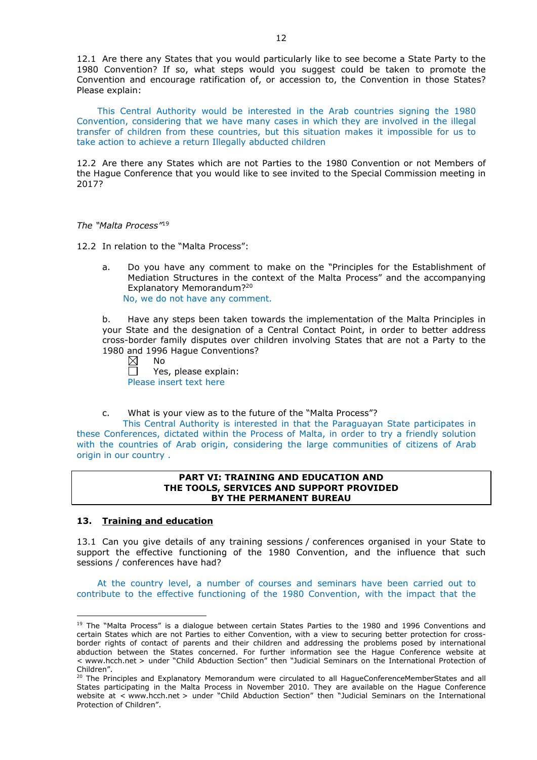12.1 Are there any States that you would particularly like to see become a State Party to the 1980 Convention? If so, what steps would you suggest could be taken to promote the Convention and encourage ratification of, or accession to, the Convention in those States? Please explain:

This Central Authority would be interested in the Arab countries signing the 1980 Convention, considering that we have many cases in which they are involved in the illegal transfer of children from these countries, but this situation makes it impossible for us to take action to achieve a return Illegally abducted children

12.2 Are there any States which are not Parties to the 1980 Convention or not Members of the Hague Conference that you would like to see invited to the Special Commission meeting in 2017?

*The "Malta Process"*[19]

12.2 In relation to the "Malta Process":

a. Do you have any comment to make on the "Principles for the Establishment of Mediation Structures in the context of the Malta Process" and the accompanying Explanatory Memorandum?[20]

No, we do not have any comment.

b. Have any steps been taken towards the implementation of the Malta Principles in your State and the designation of a Central Contact Point, in order to better address cross-border family disputes over children involving States that are not a Party to the 1980 and 1996 Hague Conventions?

☒ No
☐ Yes, please explain:

Please insert text here

c. What is your view as to the future of the "Malta Process"?

This Central Authority is interested in that the Paraguayan State participates in these Conferences, dictated within the Process of Malta, in order to try a friendly solution with the countries of Arab origin, considering the large communities of citizens of Arab origin in our country .

**PART VI: TRAINING AND EDUCATION AND THE TOOLS, SERVICES AND SUPPORT PROVIDED BY THE PERMANENT BUREAU**

## 13. Training and education

13.1 Can you give details of any training sessions / conferences organised in your State to support the effective functioning of the 1980 Convention, and the influence that such sessions / conferences have had?

At the country level, a number of courses and seminars have been carried out to contribute to the effective functioning of the 1980 Convention, with the impact that the

---

[19] The "Malta Process" is a dialogue between certain States Parties to the 1980 and 1996 Conventions and certain States which are not Parties to either Convention, with a view to securing better protection for cross-border rights of contact of parents and their children and addressing the problems posed by international abduction between the States concerned. For further information see the Hague Conference website at < www.hcch.net > under "Child Abduction Section" then "Judicial Seminars on the International Protection of Children".

[20] The Principles and Explanatory Memorandum were circulated to all HagueConferenceMemberStates and all States participating in the Malta Process in November 2010. They are available on the Hague Conference website at < www.hcch.net > under "Child Abduction Section" then "Judicial Seminars on the International Protection of Children".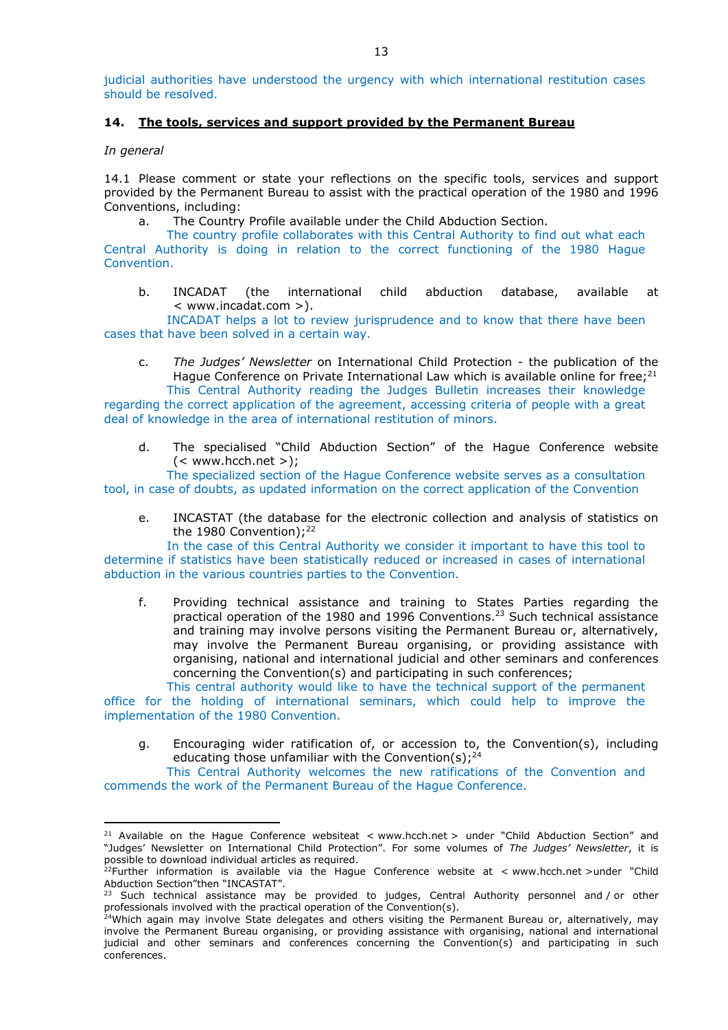judicial authorities have understood the urgency with which international restitution cases should be resolved.

## 14. The tools, services and support provided by the Permanent Bureau

*In general*

14.1 Please comment or state your reflections on the specific tools, services and support provided by the Permanent Bureau to assist with the practical operation of the 1980 and 1996 Conventions, including:

a. The Country Profile available under the Child Abduction Section.

The country profile collaborates with this Central Authority to find out what each Central Authority is doing in relation to the correct functioning of the 1980 Hague Convention.

b. INCADAT (the international child abduction database, available at < www.incadat.com >).

INCADAT helps a lot to review jurisprudence and to know that there have been cases that have been solved in a certain way.

c. *The Judges' Newsletter* on International Child Protection - the publication of the Hague Conference on Private International Law which is available online for free;[21]

This Central Authority reading the Judges Bulletin increases their knowledge regarding the correct application of the agreement, accessing criteria of people with a great deal of knowledge in the area of international restitution of minors.

d. The specialised "Child Abduction Section" of the Hague Conference website (< www.hcch.net >);

The specialized section of the Hague Conference website serves as a consultation tool, in case of doubts, as updated information on the correct application of the Convention

e. INCASTAT (the database for the electronic collection and analysis of statistics on the 1980 Convention);[22]

In the case of this Central Authority we consider it important to have this tool to determine if statistics have been statistically reduced or increased in cases of international abduction in the various countries parties to the Convention.

f. Providing technical assistance and training to States Parties regarding the practical operation of the 1980 and 1996 Conventions.[23] Such technical assistance and training may involve persons visiting the Permanent Bureau or, alternatively, may involve the Permanent Bureau organising, or providing assistance with organising, national and international judicial and other seminars and conferences concerning the Convention(s) and participating in such conferences;

This central authority would like to have the technical support of the permanent office for the holding of international seminars, which could help to improve the implementation of the 1980 Convention.

g. Encouraging wider ratification of, or accession to, the Convention(s), including educating those unfamiliar with the Convention(s);[24]

This Central Authority welcomes the new ratifications of the Convention and commends the work of the Permanent Bureau of the Hague Conference.

---

[21] Available on the Hague Conference websiteat < www.hcch.net > under "Child Abduction Section" and "Judges' Newsletter on International Child Protection". For some volumes of *The Judges' Newsletter*, it is possible to download individual articles as required.

[22] Further information is available via the Hague Conference website at < www.hcch.net >under "Child Abduction Section"then "INCASTAT".

[23] Such technical assistance may be provided to judges, Central Authority personnel and / or other professionals involved with the practical operation of the Convention(s).

[24] Which again may involve State delegates and others visiting the Permanent Bureau or, alternatively, may involve the Permanent Bureau organising, or providing assistance with organising, national and international judicial and other seminars and conferences concerning the Convention(s) and participating in such conferences.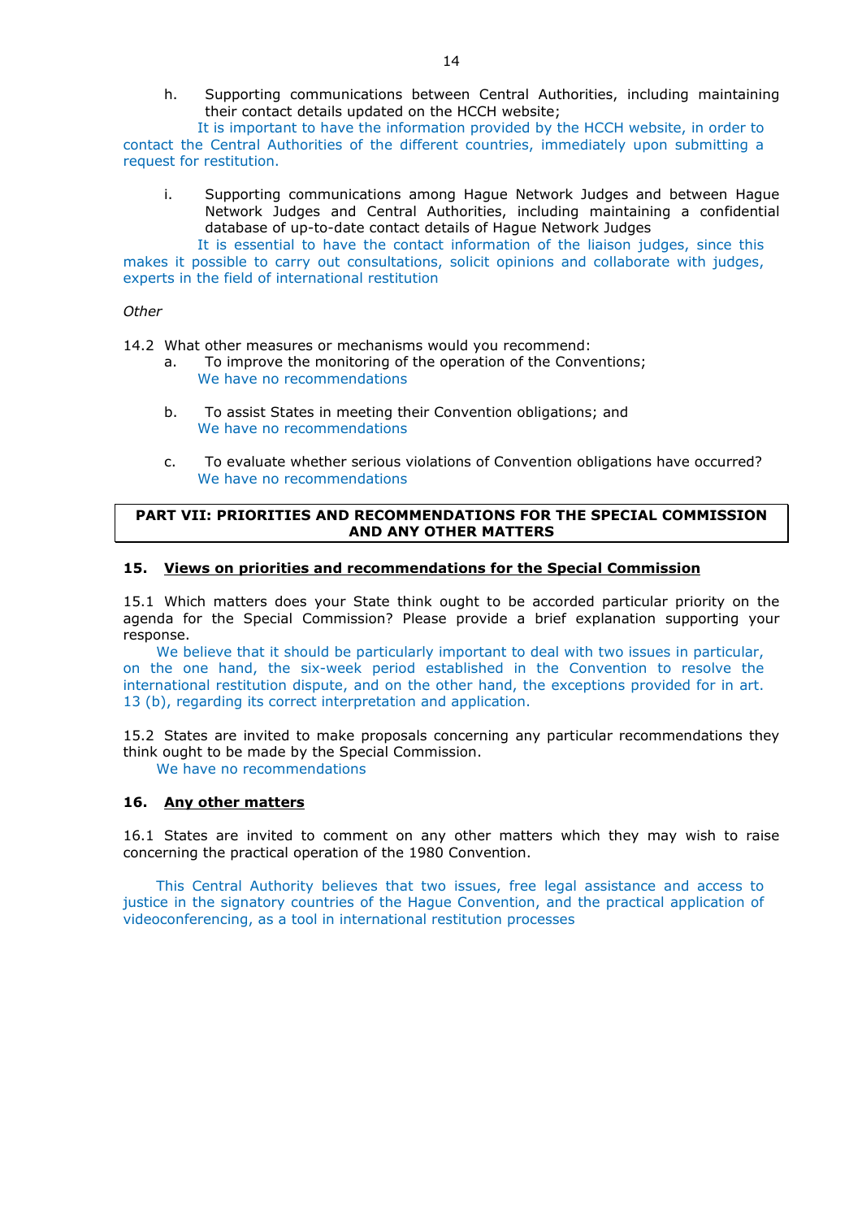h. Supporting communications between Central Authorities, including maintaining their contact details updated on the HCCH website;

It is important to have the information provided by the HCCH website, in order to contact the Central Authorities of the different countries, immediately upon submitting a request for restitution.

i. Supporting communications among Hague Network Judges and between Hague Network Judges and Central Authorities, including maintaining a confidential database of up-to-date contact details of Hague Network Judges

It is essential to have the contact information of the liaison judges, since this makes it possible to carry out consultations, solicit opinions and collaborate with judges, experts in the field of international restitution

*Other*

14.2 What other measures or mechanisms would you recommend:

a. To improve the monitoring of the operation of the Conventions;

We have no recommendations

b. To assist States in meeting their Convention obligations; and

We have no recommendations

c. To evaluate whether serious violations of Convention obligations have occurred?

We have no recommendations

## PART VII: PRIORITIES AND RECOMMENDATIONS FOR THE SPECIAL COMMISSION AND ANY OTHER MATTERS

### 15. Views on priorities and recommendations for the Special Commission

15.1 Which matters does your State think ought to be accorded particular priority on the agenda for the Special Commission? Please provide a brief explanation supporting your response.

We believe that it should be particularly important to deal with two issues in particular, on the one hand, the six-week period established in the Convention to resolve the international restitution dispute, and on the other hand, the exceptions provided for in art. 13 (b), regarding its correct interpretation and application.

15.2 States are invited to make proposals concerning any particular recommendations they think ought to be made by the Special Commission.

We have no recommendations

### 16. Any other matters

16.1 States are invited to comment on any other matters which they may wish to raise concerning the practical operation of the 1980 Convention.

This Central Authority believes that two issues, free legal assistance and access to justice in the signatory countries of the Hague Convention, and the practical application of videoconferencing, as a tool in international restitution processes